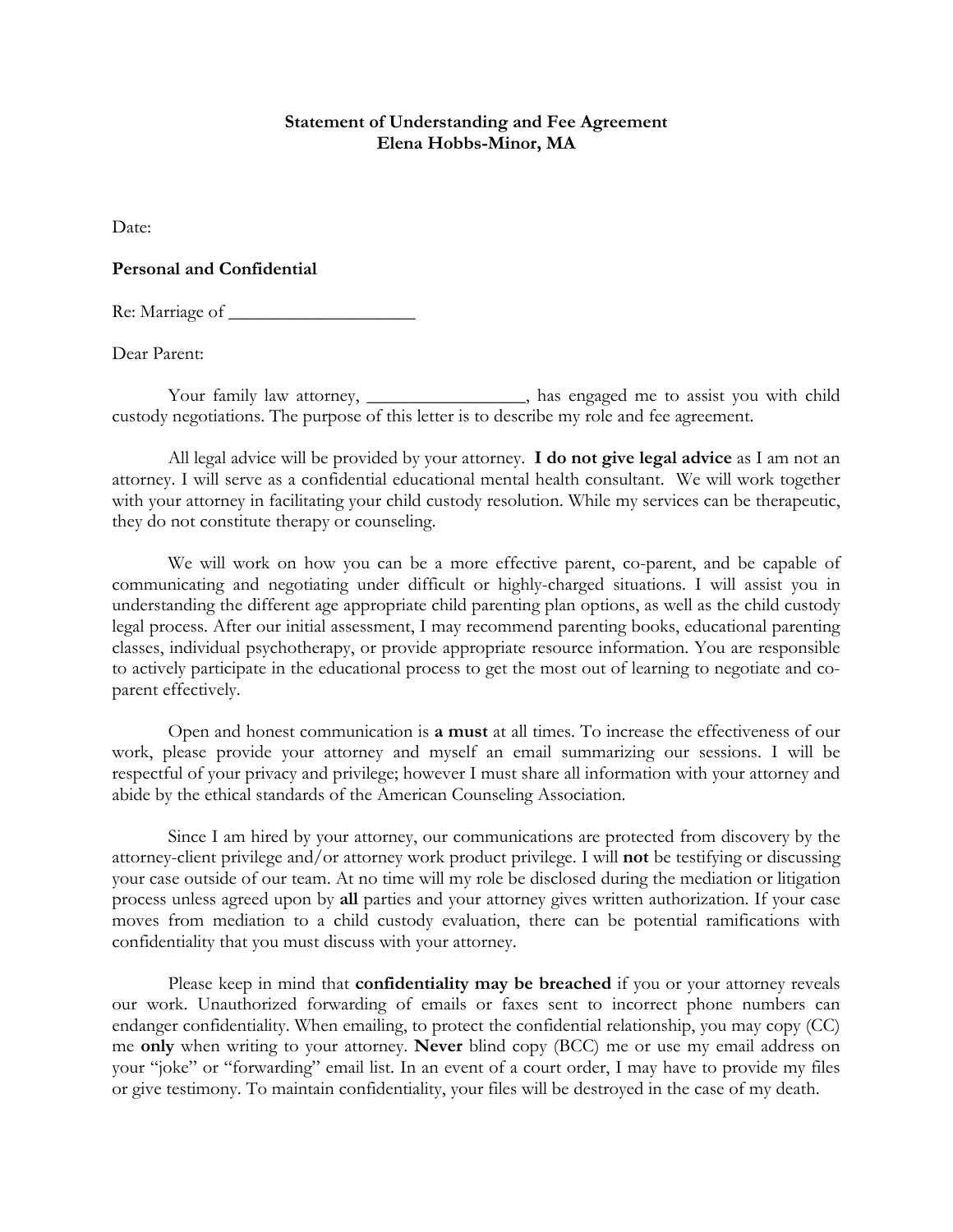**Statement of Understanding and Fee Agreement**
**Elena Hobbs-Minor, MA**

Date:

**Personal and Confidential**

Re: Marriage of ____________________

Dear Parent:

Your family law attorney, _________________, has engaged me to assist you with child custody negotiations. The purpose of this letter is to describe my role and fee agreement.

All legal advice will be provided by your attorney. **I do not give legal advice** as I am not an attorney. I will serve as a confidential educational mental health consultant. We will work together with your attorney in facilitating your child custody resolution. While my services can be therapeutic, they do not constitute therapy or counseling.

We will work on how you can be a more effective parent, co-parent, and be capable of communicating and negotiating under difficult or highly-charged situations. I will assist you in understanding the different age appropriate child parenting plan options, as well as the child custody legal process. After our initial assessment, I may recommend parenting books, educational parenting classes, individual psychotherapy, or provide appropriate resource information. You are responsible to actively participate in the educational process to get the most out of learning to negotiate and co-parent effectively.

Open and honest communication is **a must** at all times. To increase the effectiveness of our work, please provide your attorney and myself an email summarizing our sessions. I will be respectful of your privacy and privilege; however I must share all information with your attorney and abide by the ethical standards of the American Counseling Association.

Since I am hired by your attorney, our communications are protected from discovery by the attorney-client privilege and/or attorney work product privilege. I will **not** be testifying or discussing your case outside of our team. At no time will my role be disclosed during the mediation or litigation process unless agreed upon by **all** parties and your attorney gives written authorization. If your case moves from mediation to a child custody evaluation, there can be potential ramifications with confidentiality that you must discuss with your attorney.

Please keep in mind that **confidentiality may be breached** if you or your attorney reveals our work. Unauthorized forwarding of emails or faxes sent to incorrect phone numbers can endanger confidentiality. When emailing, to protect the confidential relationship, you may copy (CC) me **only** when writing to your attorney. **Never** blind copy (BCC) me or use my email address on your "joke" or "forwarding" email list. In an event of a court order, I may have to provide my files or give testimony. To maintain confidentiality, your files will be destroyed in the case of my death.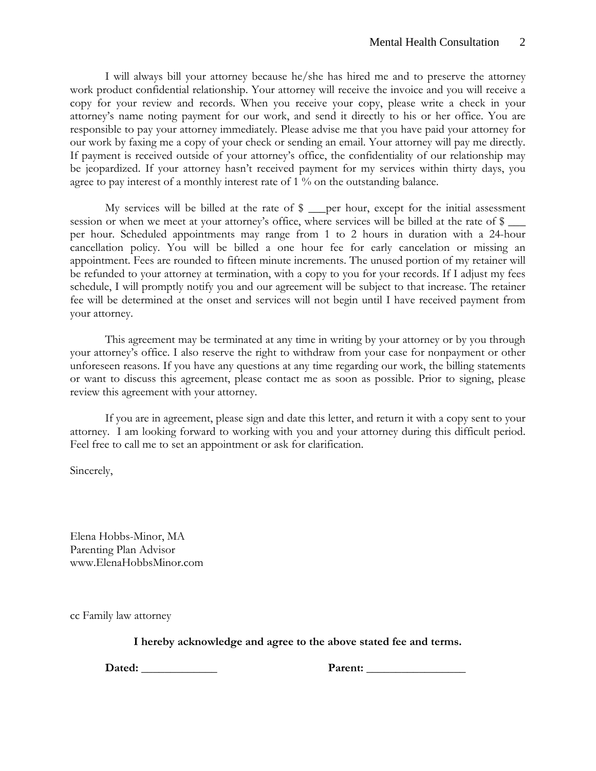I will always bill your attorney because he/she has hired me and to preserve the attorney work product confidential relationship. Your attorney will receive the invoice and you will receive a copy for your review and records. When you receive your copy, please write a check in your attorney's name noting payment for our work, and send it directly to his or her office. You are responsible to pay your attorney immediately. Please advise me that you have paid your attorney for our work by faxing me a copy of your check or sending an email. Your attorney will pay me directly. If payment is received outside of your attorney's office, the confidentiality of our relationship may be jeopardized. If your attorney hasn't received payment for my services within thirty days, you agree to pay interest of a monthly interest rate of 1 % on the outstanding balance.

My services will be billed at the rate of $ ___per hour, except for the initial assessment session or when we meet at your attorney's office, where services will be billed at the rate of $ ___ per hour. Scheduled appointments may range from 1 to 2 hours in duration with a 24-hour cancellation policy. You will be billed a one hour fee for early cancelation or missing an appointment. Fees are rounded to fifteen minute increments. The unused portion of my retainer will be refunded to your attorney at termination, with a copy to you for your records. If I adjust my fees schedule, I will promptly notify you and our agreement will be subject to that increase. The retainer fee will be determined at the onset and services will not begin until I have received payment from your attorney.

This agreement may be terminated at any time in writing by your attorney or by you through your attorney's office. I also reserve the right to withdraw from your case for nonpayment or other unforeseen reasons. If you have any questions at any time regarding our work, the billing statements or want to discuss this agreement, please contact me as soon as possible. Prior to signing, please review this agreement with your attorney.

If you are in agreement, please sign and date this letter, and return it with a copy sent to your attorney. I am looking forward to working with you and your attorney during this difficult period. Feel free to call me to set an appointment or ask for clarification.

Sincerely,

Elena Hobbs-Minor, MA
Parenting Plan Advisor
www.ElenaHobbsMinor.com

cc Family law attorney

**I hereby acknowledge and agree to the above stated fee and terms.**

**Dated:** _____________ **Parent:** _________________